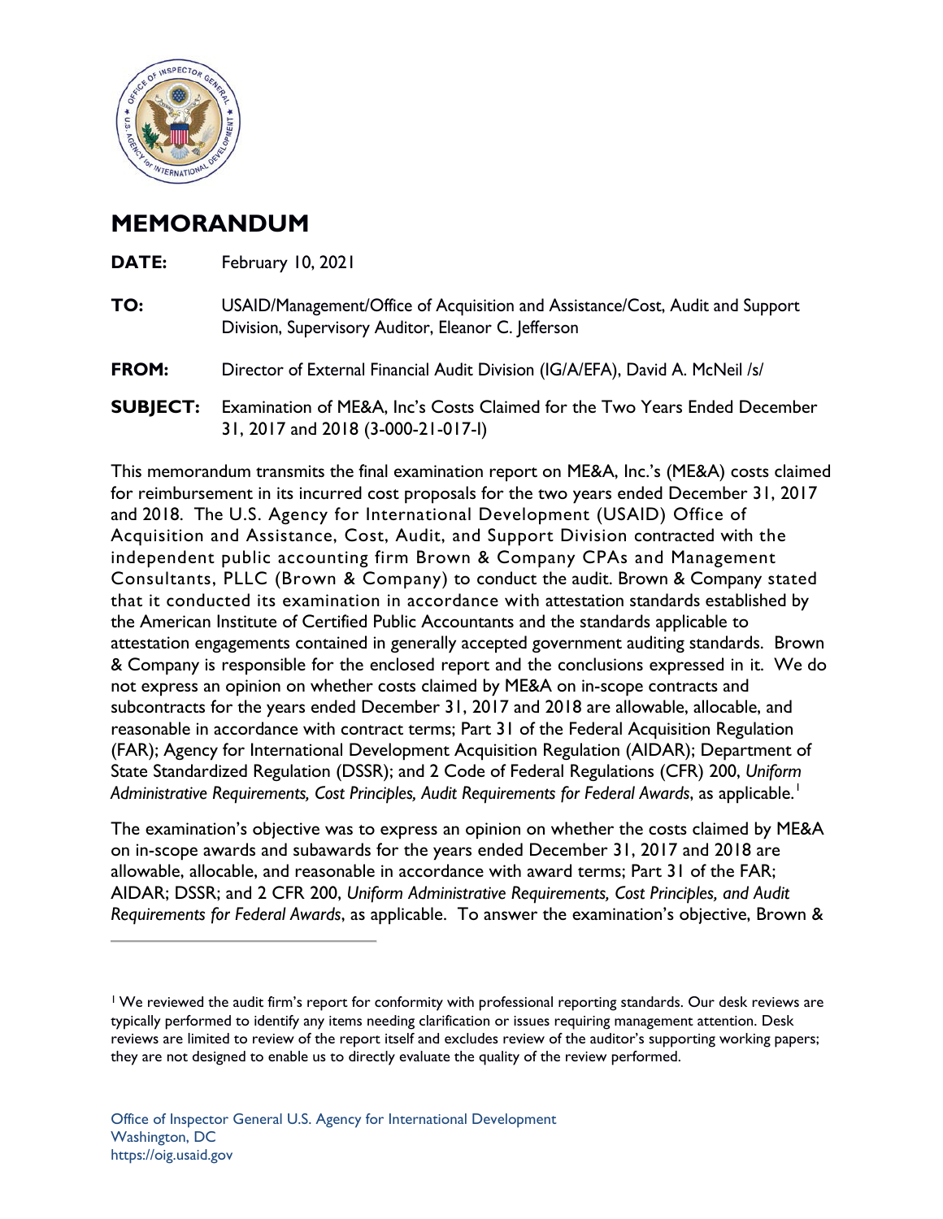# MEMORANDUM

**DATE:** February 10, 2021

**TO:** USAID/Management/Office of Acquisition and Assistance/Cost, Audit and Support Division, Supervisory Auditor, Eleanor C. Jefferson

**FROM:** Director of External Financial Audit Division (IG/A/EFA), David A. McNeil /s/

**SUBJECT:** Examination of ME&A, Inc's Costs Claimed for the Two Years Ended December 31, 2017 and 2018 (3-000-21-017-I)

This memorandum transmits the final examination report on ME&A, Inc.'s (ME&A) costs claimed for reimbursement in its incurred cost proposals for the two years ended December 31, 2017 and 2018. The U.S. Agency for International Development (USAID) Office of Acquisition and Assistance, Cost, Audit, and Support Division contracted with the independent public accounting firm Brown & Company CPAs and Management Consultants, PLLC (Brown & Company) to conduct the audit. Brown & Company stated that it conducted its examination in accordance with attestation standards established by the American Institute of Certified Public Accountants and the standards applicable to attestation engagements contained in generally accepted government auditing standards. Brown & Company is responsible for the enclosed report and the conclusions expressed in it. We do not express an opinion on whether costs claimed by ME&A on in-scope contracts and subcontracts for the years ended December 31, 2017 and 2018 are allowable, allocable, and reasonable in accordance with contract terms; Part 31 of the Federal Acquisition Regulation (FAR); Agency for International Development Acquisition Regulation (AIDAR); Department of State Standardized Regulation (DSSR); and 2 Code of Federal Regulations (CFR) 200, *Uniform Administrative Requirements, Cost Principles, Audit Requirements for Federal Awards*, as applicable.[1]

The examination's objective was to express an opinion on whether the costs claimed by ME&A on in-scope awards and subawards for the years ended December 31, 2017 and 2018 are allowable, allocable, and reasonable in accordance with award terms; Part 31 of the FAR; AIDAR; DSSR; and 2 CFR 200, *Uniform Administrative Requirements, Cost Principles, and Audit Requirements for Federal Awards*, as applicable. To answer the examination's objective, Brown &

---

[1] We reviewed the audit firm's report for conformity with professional reporting standards. Our desk reviews are typically performed to identify any items needing clarification or issues requiring management attention. Desk reviews are limited to review of the report itself and excludes review of the auditor's supporting working papers; they are not designed to enable us to directly evaluate the quality of the review performed.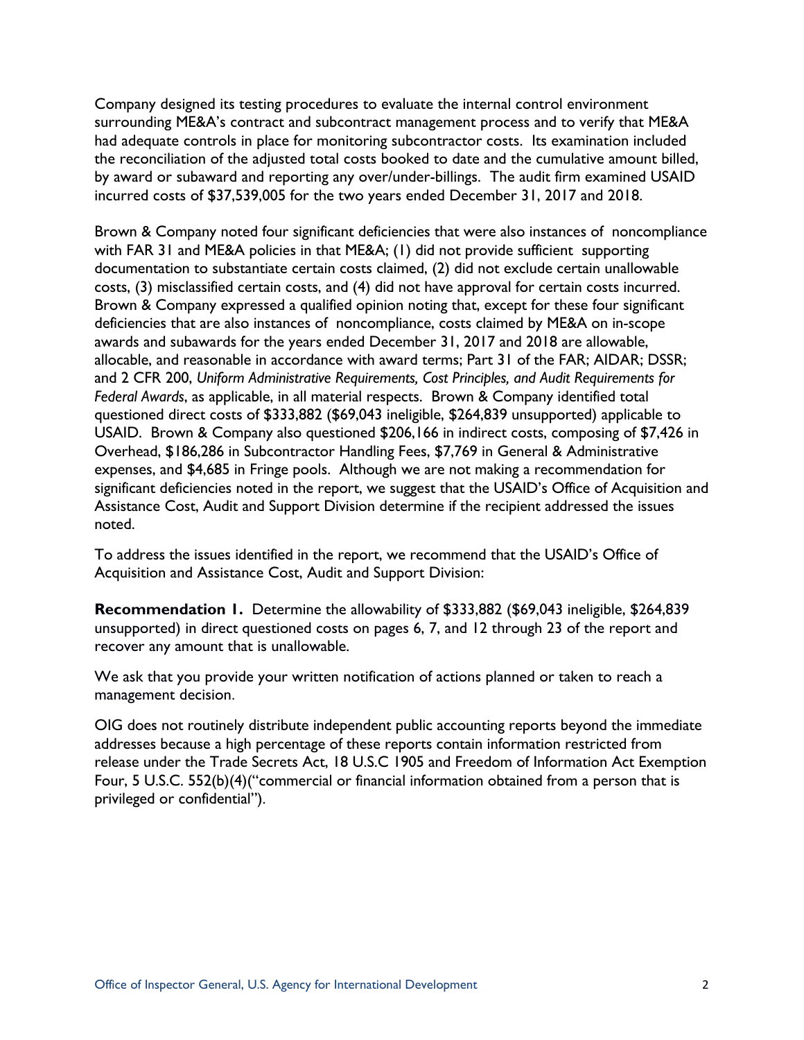Company designed its testing procedures to evaluate the internal control environment surrounding ME&A's contract and subcontract management process and to verify that ME&A had adequate controls in place for monitoring subcontractor costs. Its examination included the reconciliation of the adjusted total costs booked to date and the cumulative amount billed, by award or subaward and reporting any over/under-billings. The audit firm examined USAID incurred costs of $37,539,005 for the two years ended December 31, 2017 and 2018.

Brown & Company noted four significant deficiencies that were also instances of noncompliance with FAR 31 and ME&A policies in that ME&A; (1) did not provide sufficient supporting documentation to substantiate certain costs claimed, (2) did not exclude certain unallowable costs, (3) misclassified certain costs, and (4) did not have approval for certain costs incurred. Brown & Company expressed a qualified opinion noting that, except for these four significant deficiencies that are also instances of noncompliance, costs claimed by ME&A on in-scope awards and subawards for the years ended December 31, 2017 and 2018 are allowable, allocable, and reasonable in accordance with award terms; Part 31 of the FAR; AIDAR; DSSR; and 2 CFR 200, *Uniform Administrative Requirements, Cost Principles, and Audit Requirements for Federal Awards*, as applicable, in all material respects. Brown & Company identified total questioned direct costs of $333,882 ($69,043 ineligible, $264,839 unsupported) applicable to USAID. Brown & Company also questioned $206,166 in indirect costs, composing of $7,426 in Overhead, $186,286 in Subcontractor Handling Fees, $7,769 in General & Administrative expenses, and $4,685 in Fringe pools. Although we are not making a recommendation for significant deficiencies noted in the report, we suggest that the USAID's Office of Acquisition and Assistance Cost, Audit and Support Division determine if the recipient addressed the issues noted.

To address the issues identified in the report, we recommend that the USAID's Office of Acquisition and Assistance Cost, Audit and Support Division:

**Recommendation 1.** Determine the allowability of $333,882 ($69,043 ineligible, $264,839 unsupported) in direct questioned costs on pages 6, 7, and 12 through 23 of the report and recover any amount that is unallowable.

We ask that you provide your written notification of actions planned or taken to reach a management decision.

OIG does not routinely distribute independent public accounting reports beyond the immediate addresses because a high percentage of these reports contain information restricted from release under the Trade Secrets Act, 18 U.S.C 1905 and Freedom of Information Act Exemption Four, 5 U.S.C. 552(b)(4)("commercial or financial information obtained from a person that is privileged or confidential").